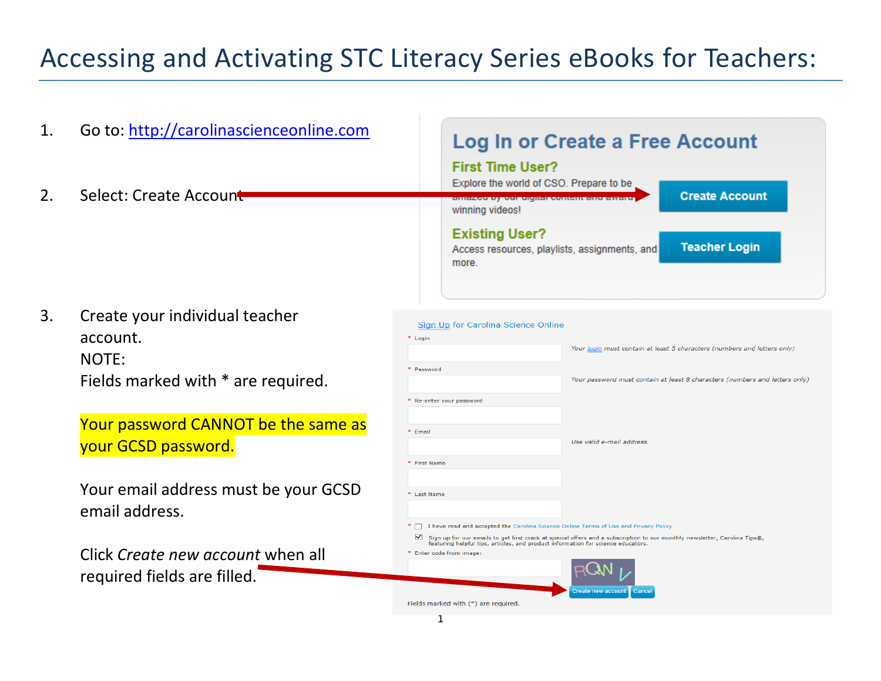# Accessing and Activating STC Literacy Series eBooks for Teachers:

1. Go to: [http://carolinascienceonline.com](http://carolinascienceonline.com)

2. Select: Create Account

3. Create your individual teacher account.
   NOTE:
   Fields marked with * are required.

   Your password CANNOT be the same as your GCSD password.

   Your email address must be your GCSD email address.

   Click *Create new account* when all required fields are filled.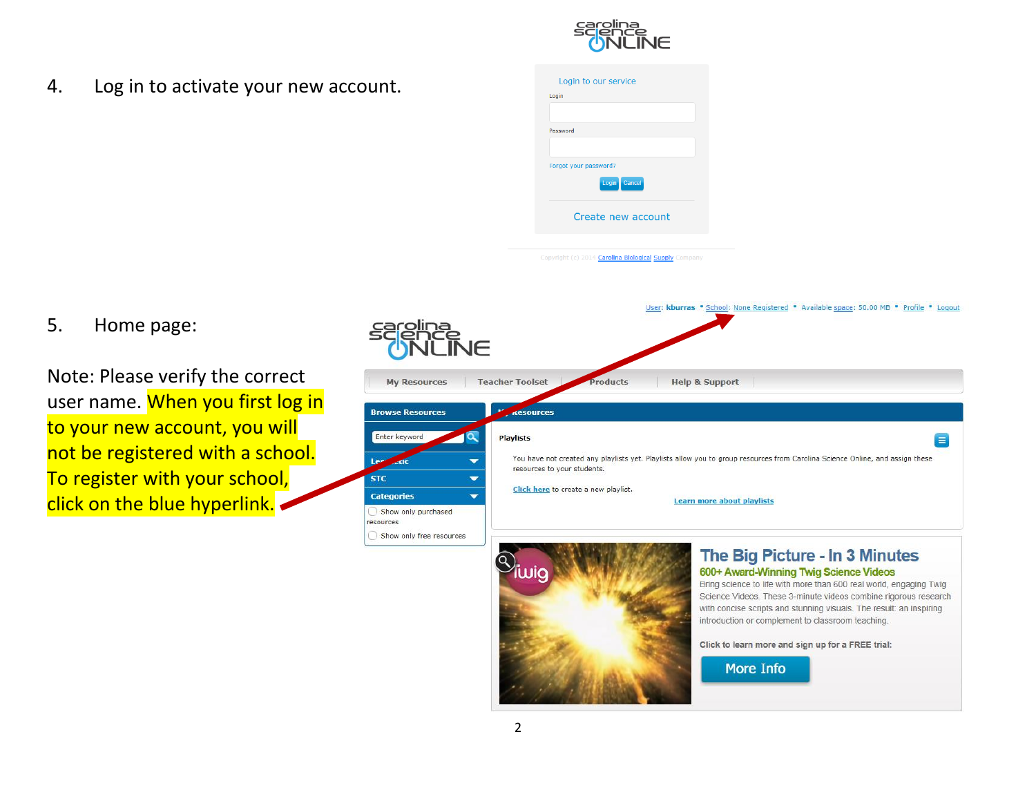4. Log in to activate your new account.

5. Home page:

Note: Please verify the correct user name. When you first log in to your new account, you will not be registered with a school. To register with your school, click on the blue hyperlink.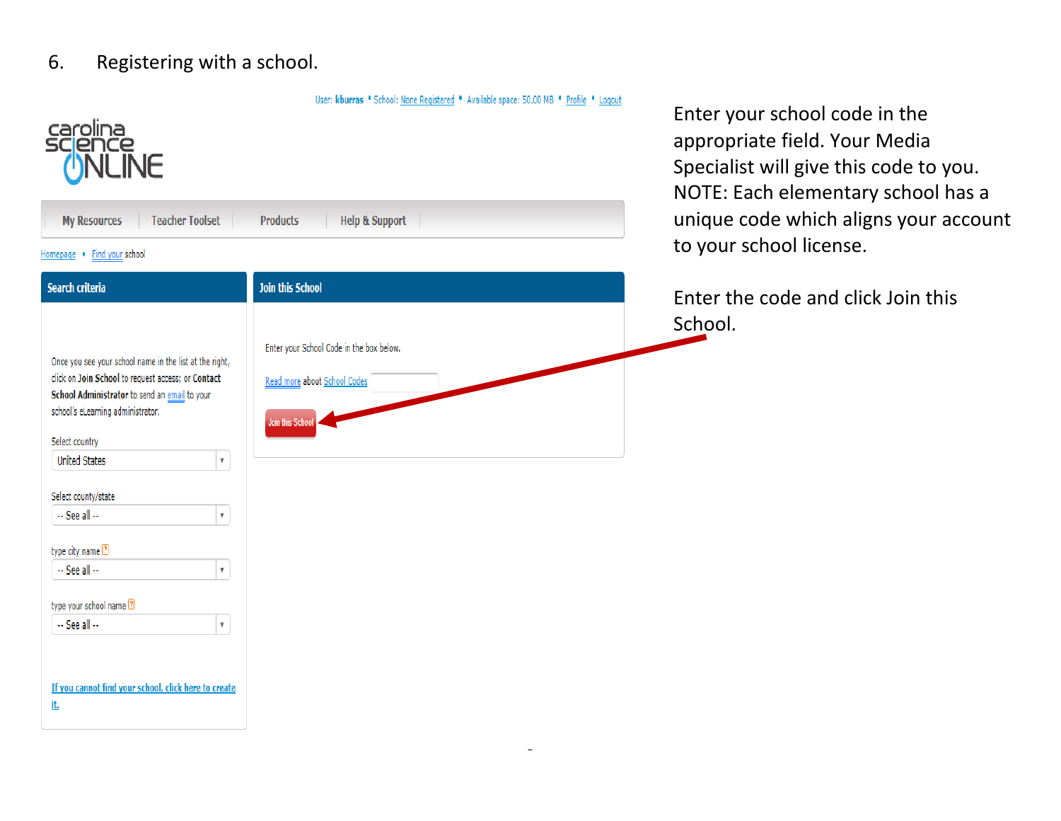6. Registering with a school.

User: kburras • School: None Registered • Available space: 50.00 MB • Profile • Logout

carolina science ONLINE

My Resources | Teacher Toolset | Products | Help & Support

Homepage • Find your school

**Search criteria**

Once you see your school name in the list at the right, click on **Join School** to request access; or **Contact School Administrator** to send an email to your school's eLearning administrator.

Select country

United States

Select county/state

-- See all --

type city name

-- See all --

type your school name

-- See all --

If you cannot find your school, click here to create it.

**Join this School**

Enter your School Code in the box below.

Read more about School Codes

Join this School

Enter your school code in the appropriate field. Your Media Specialist will give this code to you. NOTE: Each elementary school has a unique code which aligns your account to your school license.

Enter the code and click Join this School.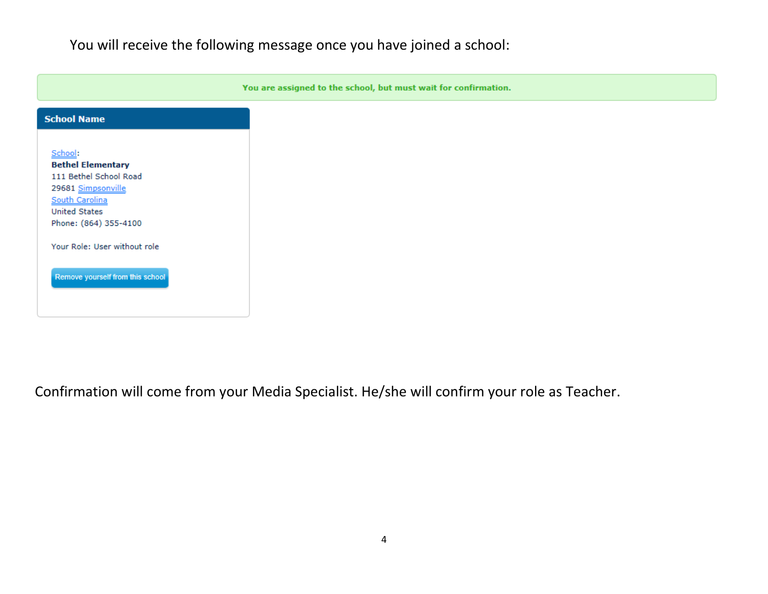You will receive the following message once you have joined a school:

You are assigned to the school, but must wait for confirmation.

**School Name**

School:
**Bethel Elementary**
111 Bethel School Road
29681 Simpsonville
South Carolina
United States
Phone: (864) 355-4100

Your Role: User without role

Remove yourself from this school

Confirmation will come from your Media Specialist. He/she will confirm your role as Teacher.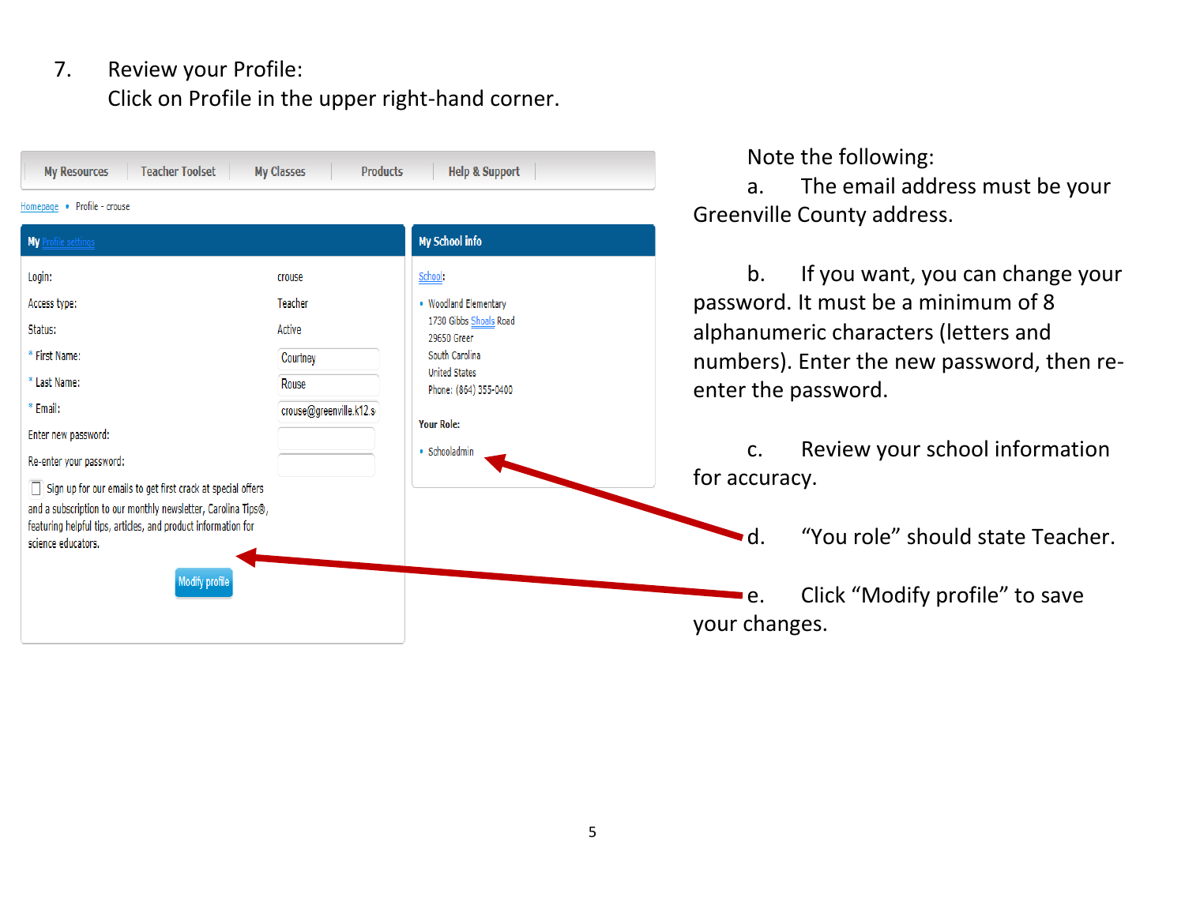7. Review your Profile:
   Click on Profile in the upper right-hand corner.

My Resources | Teacher Toolset | My Classes | Products | Help & Support

Homepage • Profile - crouse

**My Profile settings**

Login: crouse

Access type: Teacher

Status: Active

* First Name: Courtney

* Last Name: Rouse

* Email: crouse@greenville.k12.s

Enter new password:

Re-enter your password:

☐ Sign up for our emails to get first crack at special offers and a subscription to our monthly newsletter, Carolina Tips®, featuring helpful tips, articles, and product information for science educators.

Modify profile

**My School info**

School:

- Woodland Elementary
  1730 Gibbs Shoals Road
  29650 Greer
  South Carolina
  United States
  Phone: (864) 355-0400

**Your Role:**

- Schooladmin

Note the following:

a. The email address must be your Greenville County address.

b. If you want, you can change your password. It must be a minimum of 8 alphanumeric characters (letters and numbers). Enter the new password, then re-enter the password.

c. Review your school information for accuracy.

d. "You role" should state Teacher.

e. Click "Modify profile" to save your changes.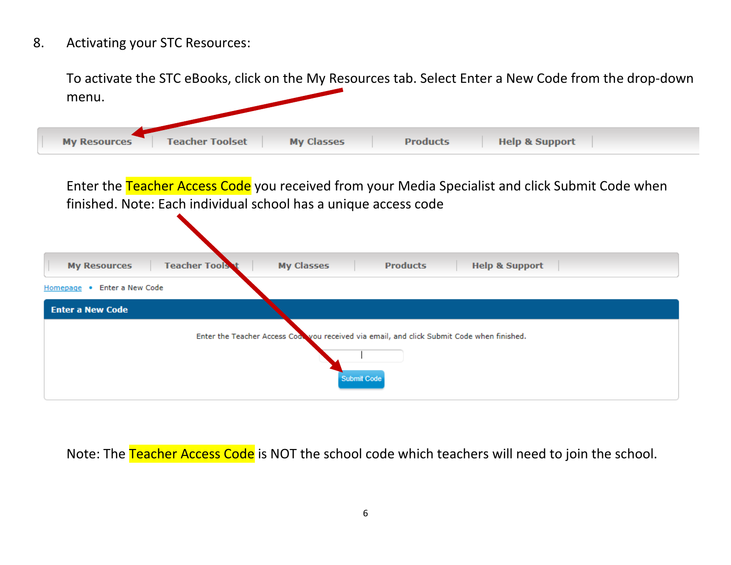8. Activating your STC Resources:

   To activate the STC eBooks, click on the My Resources tab. Select Enter a New Code from the drop-down menu.

   My Resources | Teacher Toolset | My Classes | Products | Help & Support

   Enter the Teacher Access Code you received from your Media Specialist and click Submit Code when finished. Note: Each individual school has a unique access code

   My Resources | Teacher Toolset | My Classes | Products | Help & Support

   Homepage • Enter a New Code

   **Enter a New Code**

   Enter the Teacher Access Code you received via email, and click Submit Code when finished.

   Submit Code

   Note: The Teacher Access Code is NOT the school code which teachers will need to join the school.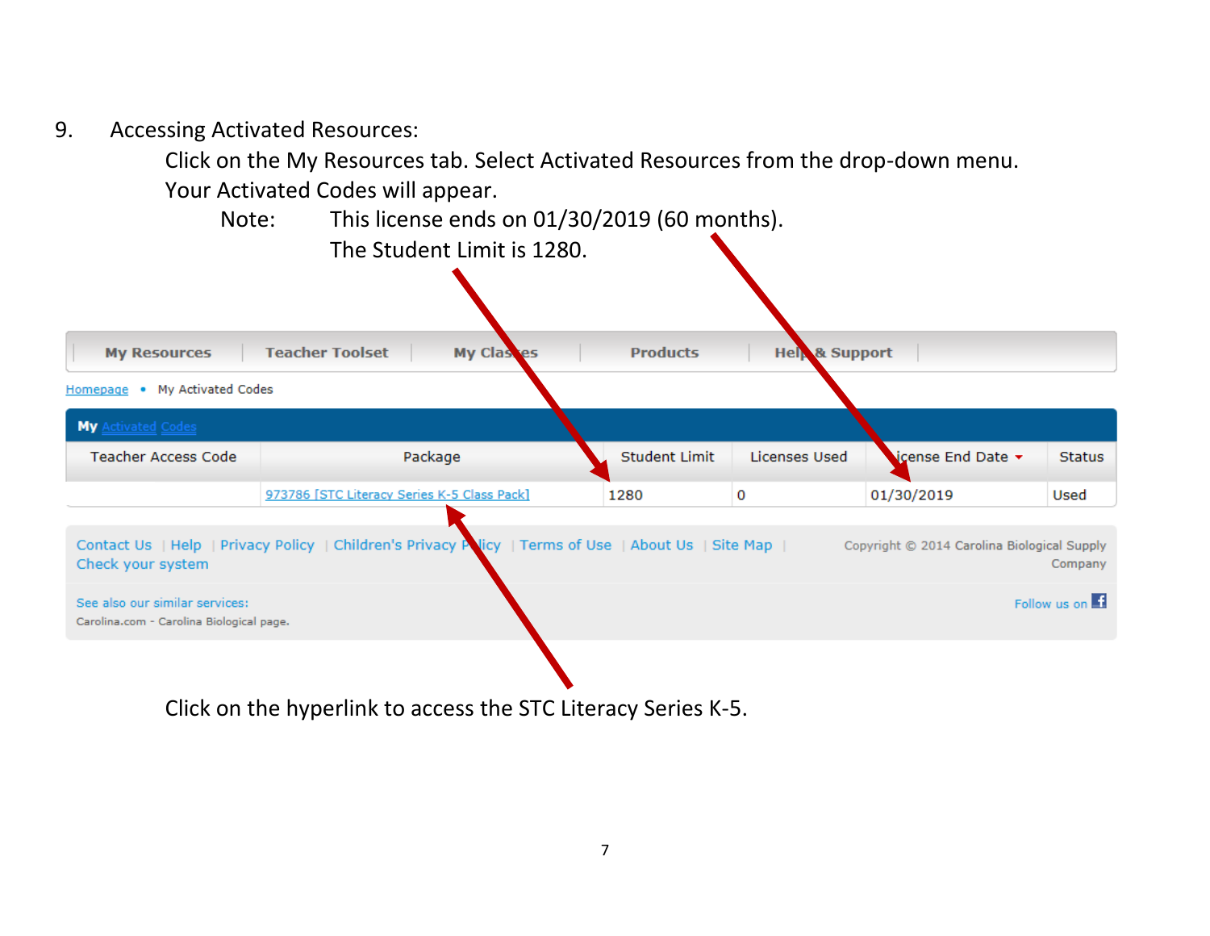9. Accessing Activated Resources:

   Click on the My Resources tab. Select Activated Resources from the drop-down menu. Your Activated Codes will appear.

   Note: This license ends on 01/30/2019 (60 months).
   The Student Limit is 1280.

My Resources | Teacher Toolset | My Classes | Products | Help & Support

Homepage • My Activated Codes

**My Activated Codes**

| Teacher Access Code | Package | Student Limit | Licenses Used | License End Date | Status |
|---|---|---|---|---|---|
| | 973786 [STC Literacy Series K-5 Class Pack] | 1280 | 0 | 01/30/2019 | Used |

Contact Us | Help | Privacy Policy | Children's Privacy Policy | Terms of Use | About Us | Site Map | Check your system

Copyright © 2014 Carolina Biological Supply Company

See also our similar services:
Carolina.com - Carolina Biological page.

Follow us on

Click on the hyperlink to access the STC Literacy Series K-5.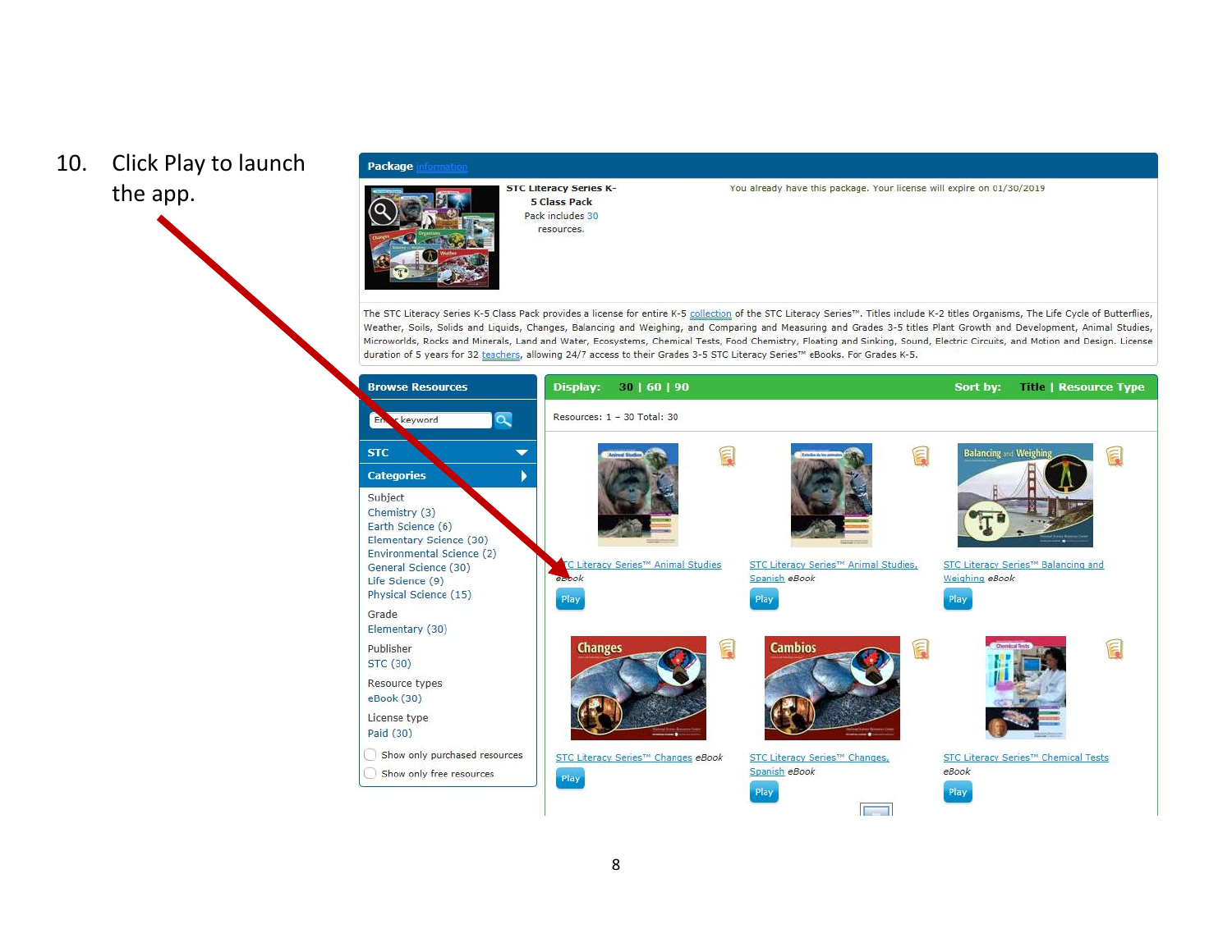10. Click Play to launch the app.

**Package** information

**STC Literacy Series K-5 Class Pack**

Pack includes 30 resources.

You already have this package. Your license will expire on 01/30/2019

The STC Literacy Series K-5 Class Pack provides a license for entire K-5 collection of the STC Literacy Series™. Titles include K-2 titles Organisms, The Life Cycle of Butterflies, Weather, Soils, Solids and Liquids, Changes, Balancing and Weighing, and Comparing and Measuring and Grades 3-5 titles Plant Growth and Development, Animal Studies, Microworlds, Rocks and Minerals, Land and Water, Ecosystems, Chemical Tests, Food Chemistry, Floating and Sinking, Sound, Electric Circuits, and Motion and Design. License duration of 5 years for 32 teachers, allowing 24/7 access to their Grades 3-5 STC Literacy Series™ eBooks. For Grades K-5.

**Browse Resources**

Enter keyword

**STC**

**Categories**

Subject
- Chemistry (3)
- Earth Science (6)
- Elementary Science (30)
- Environmental Science (2)
- General Science (30)
- Life Science (9)
- Physical Science (15)

Grade
- Elementary (30)

Publisher
- STC (30)

Resource types
- eBook (30)

License type
- Paid (30)

- Show only purchased resources
- Show only free resources

**Display: 30 | 60 | 90** **Sort by: Title | Resource Type**

Resources: 1 – 30 Total: 30

- STC Literacy Series™ Animal Studies *eBook* — Play
- STC Literacy Series™ Animal Studies, Spanish *eBook* — Play
- STC Literacy Series™ Balancing and Weighing *eBook* — Play
- STC Literacy Series™ Changes *eBook* — Play
- STC Literacy Series™ Changes, Spanish *eBook* — Play
- STC Literacy Series™ Chemical Tests *eBook* — Play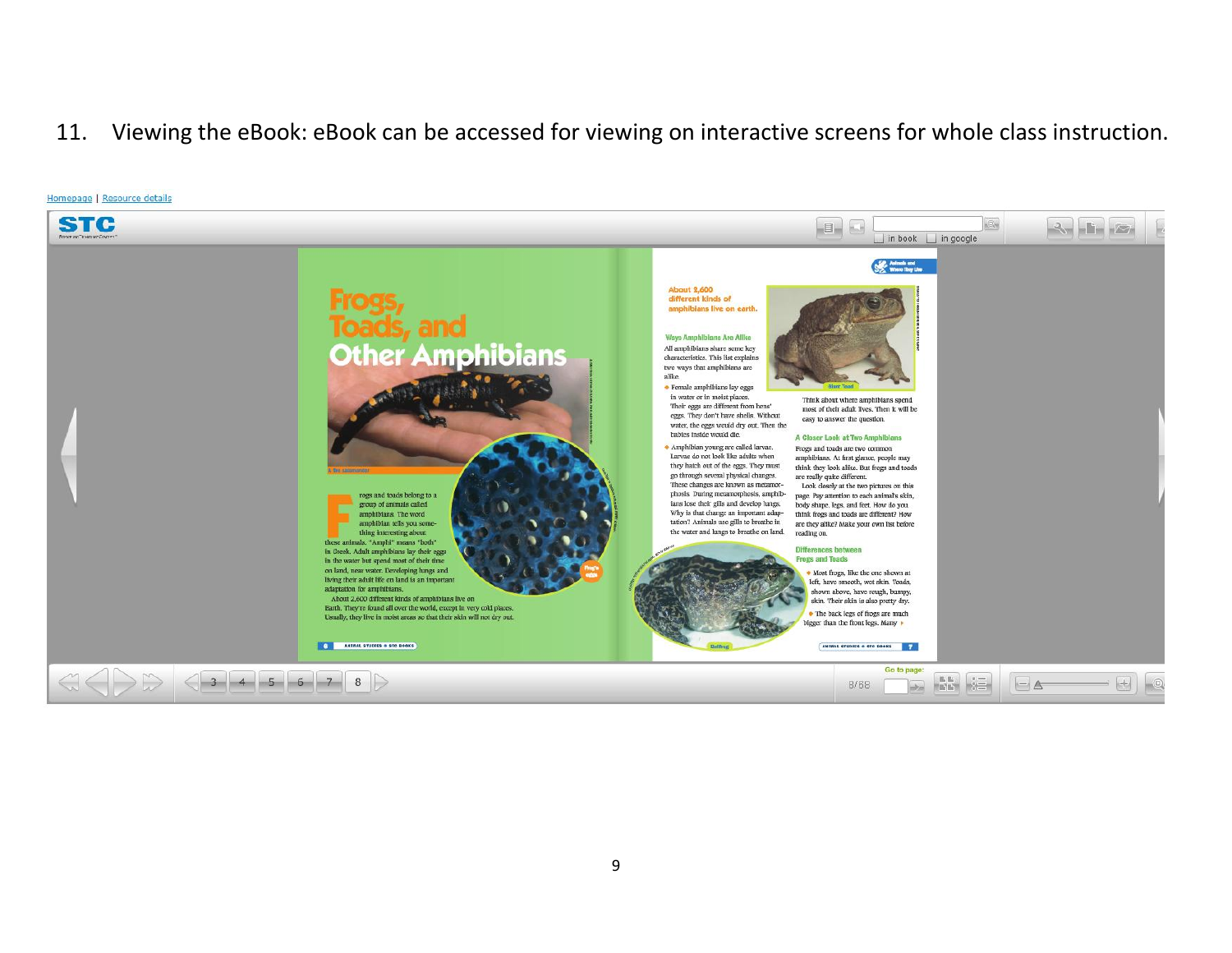11. Viewing the eBook: eBook can be accessed for viewing on interactive screens for whole class instruction.

Homepage | Resource details

STC

in book in google

# Frogs, Toads, and Other Amphibians

Fire salamander

Frogs and toads belong to a group of animals called amphibians. The word amphibian tells you something interesting about these animals. "Amphi" means "both" in Greek. Adult amphibians lay their eggs in the water but spend most of their time on land, near water. Developing lungs and living their adult life on land is an important adaptation for amphibians.

About 2,600 different kinds of amphibians live on Earth. They're found all over the world, except in very cold places. Usually, they live in moist areas so that their skin will not dry out.

Frog's eggs

About 2,600 different kinds of amphibians live on earth.

### Ways Amphibians Are Alike

All amphibians share some key characteristics. This list explains two ways that amphibians are alike.

- Female amphibians lay eggs in water or in moist places. Their eggs are different from hens' eggs. They don't have shells. Without water, the eggs would dry out. Then the babies inside would die.
- Amphibian young are called larvae. Larvae do not look like adults when they hatch out of the eggs. They must go through several physical changes. These changes are known as metamorphosis. During metamorphosis, amphibians lose their gills and develop lungs. Why is that change an important adaptation? Animals use gills to breathe in the water and lungs to breathe on land.

Giant Toad

Think about where amphibians spend most of their adult lives. Then it will be easy to answer the question.

### A Closer Look at Two Amphibians

Frogs and toads are two common amphibians. At first glance, people may think they look alike. But frogs and toads are really quite different.

Look closely at the two pictures on this page. Pay attention to each animal's skin, body shape, legs, and feet. How do you think frogs and toads are different? How are they alike? Make your own list before reading on.

### Differences between Frogs and Toads

- Most frogs, like the one shown at left, have smooth, wet skin. Toads, shown above, have rough, bumpy skin. Their skin is also pretty dry.
- The back legs of frogs are much bigger than the front legs. Many

Bullfrog

8/68 Go to page: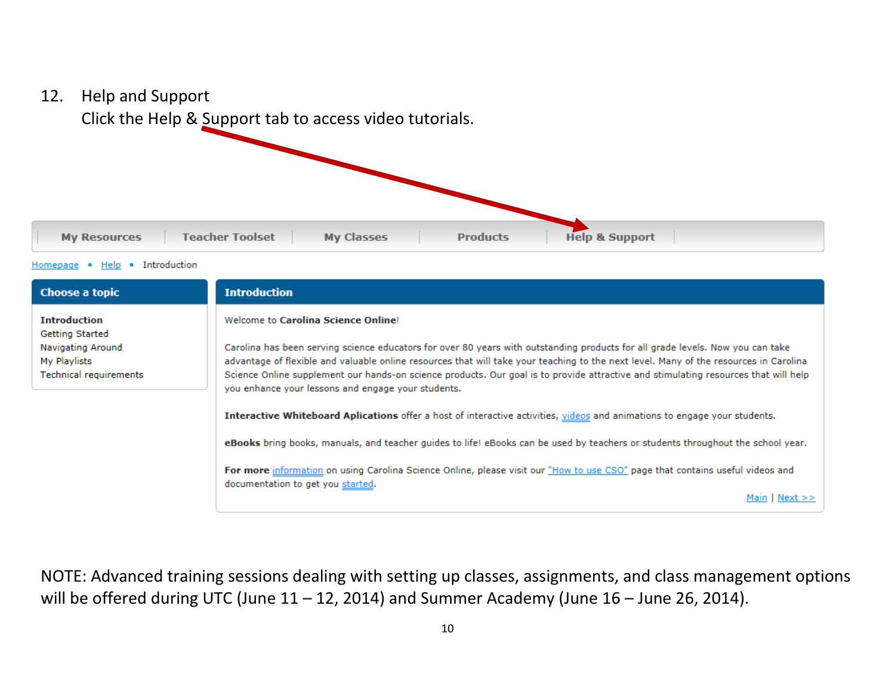12. Help and Support
    Click the Help & Support tab to access video tutorials.

My Resources | Teacher Toolset | My Classes | Products | Help & Support

Homepage • Help • Introduction

**Choose a topic**

**Introduction**
Getting Started
Navigating Around
My Playlists
Technical requirements

**Introduction**

Welcome to **Carolina Science Online**!

Carolina has been serving science educators for over 80 years with outstanding products for all grade levels. Now you can take advantage of flexible and valuable online resources that will take your teaching to the next level. Many of the resources in Carolina Science Online supplement our hands-on science products. Our goal is to provide attractive and stimulating resources that will help you enhance your lessons and engage your students.

**Interactive Whiteboard Aplications** offer a host of interactive activities, videos and animations to engage your students.

**eBooks** bring books, manuals, and teacher guides to life! eBooks can be used by teachers or students throughout the school year.

**For more** information on using Carolina Science Online, please visit our "How to use CSO" page that contains useful videos and documentation to get you started.

Main | Next >>

NOTE: Advanced training sessions dealing with setting up classes, assignments, and class management options will be offered during UTC (June 11 – 12, 2014) and Summer Academy (June 16 – June 26, 2014).